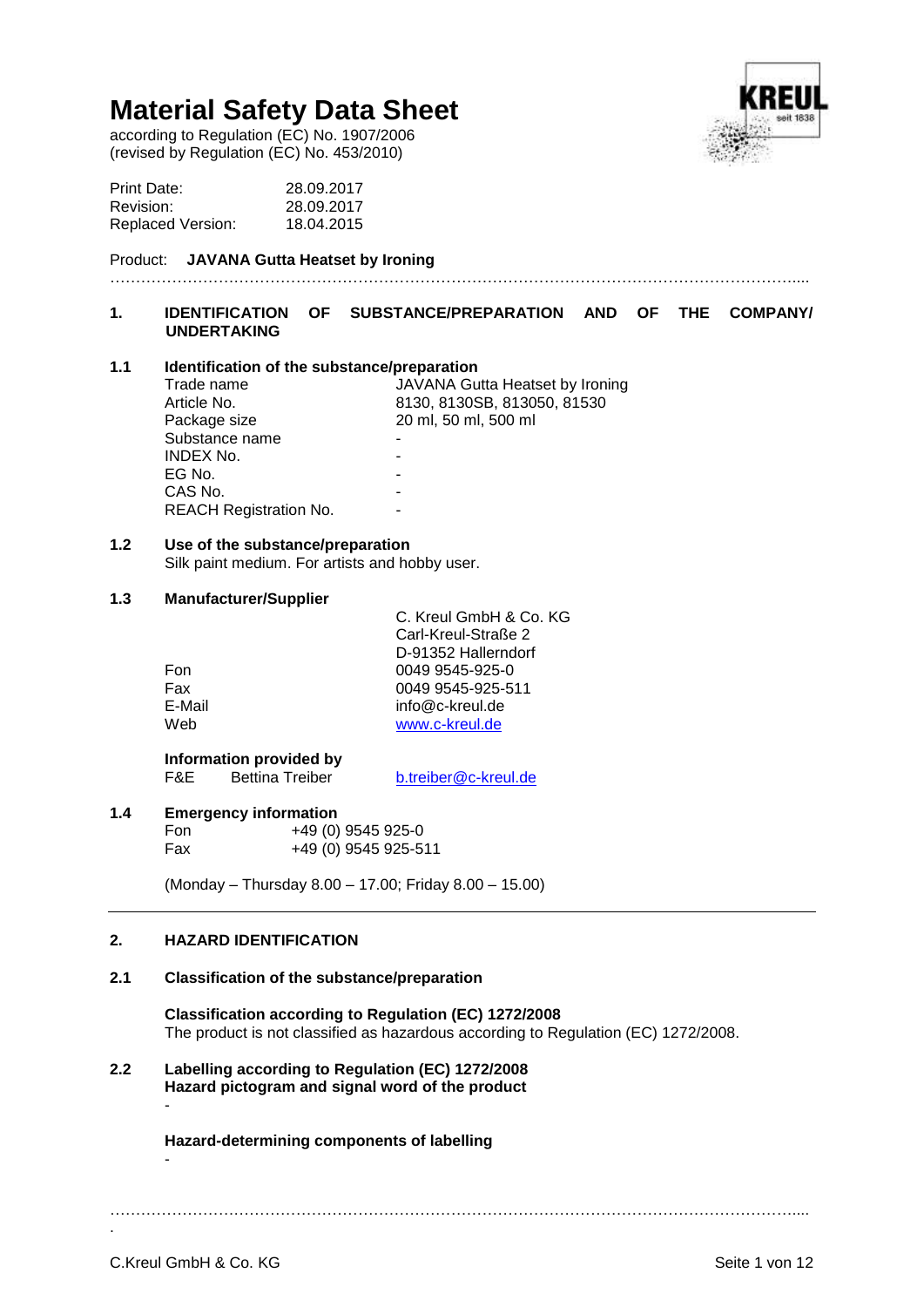# Material Safety Data Sheet

according to Regulation (EC) No. 1907/2006
(revised by Regulation (EC) No. 453/2010)

| | |
|---|---|
| Print Date: | 28.09.2017 |
| Revision: | 28.09.2017 |
| Replaced Version: | 18.04.2015 |

Product: **JAVANA Gutta Heatset by Ironing**

## 1. IDENTIFICATION OF SUBSTANCE/PREPARATION AND OF THE COMPANY/ UNDERTAKING

### 1.1 Identification of the substance/preparation

| | |
|---|---|
| Trade name | JAVANA Gutta Heatset by Ironing |
| Article No. | 8130, 8130SB, 813050, 81530 |
| Package size | 20 ml, 50 ml, 500 ml |
| Substance name | - |
| INDEX No. | - |
| EG No. | - |
| CAS No. | - |
| REACH Registration No. | - |

### 1.2 Use of the substance/preparation

Silk paint medium. For artists and hobby user.

### 1.3 Manufacturer/Supplier

| | |
|---|---|
| | C. Kreul GmbH & Co. KG |
| | Carl-Kreul-Straße 2 |
| | D-91352 Hallerndorf |
| Fon | 0049 9545-925-0 |
| Fax | 0049 9545-925-511 |
| E-Mail | info@c-kreul.de |
| Web | www.c-kreul.de |

**Information provided by**
F&E Bettina Treiber b.treiber@c-kreul.de

### 1.4 Emergency information

Fon +49 (0) 9545 925-0
Fax +49 (0) 9545 925-511

(Monday – Thursday 8.00 – 17.00; Friday 8.00 – 15.00)

## 2. HAZARD IDENTIFICATION

### 2.1 Classification of the substance/preparation

**Classification according to Regulation (EC) 1272/2008**
The product is not classified as hazardous according to Regulation (EC) 1272/2008.

### 2.2 Labelling according to Regulation (EC) 1272/2008

**Hazard pictogram and signal word of the product**

-

**Hazard-determining components of labelling**

-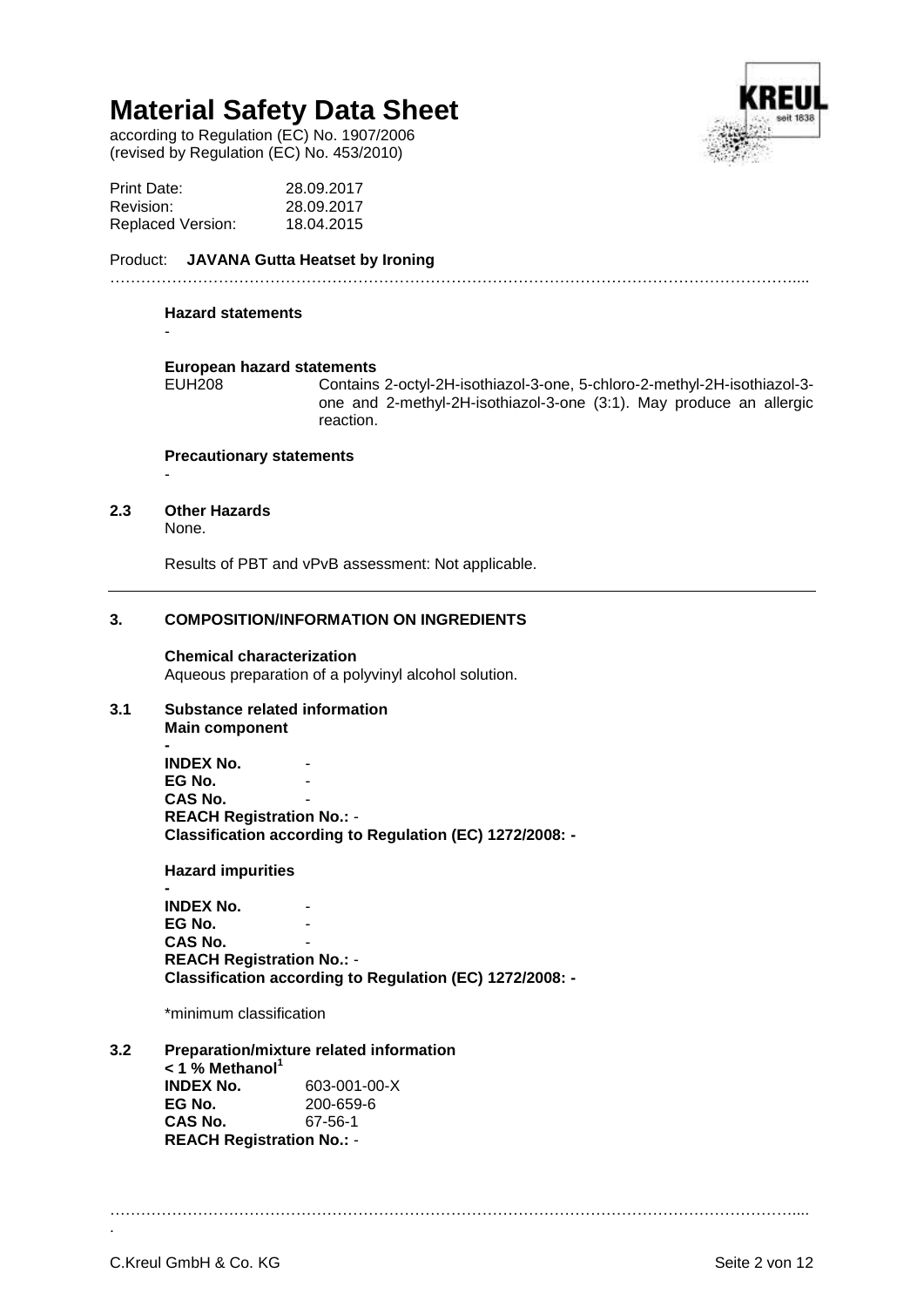# Material Safety Data Sheet

according to Regulation (EC) No. 1907/2006
(revised by Regulation (EC) No. 453/2010)

| | |
|---|---|
| Print Date: | 28.09.2017 |
| Revision: | 28.09.2017 |
| Replaced Version: | 18.04.2015 |

Product: **JAVANA Gutta Heatset by Ironing**

**Hazard statements**

-

**European hazard statements**

EUH208 Contains 2-octyl-2H-isothiazol-3-one, 5-chloro-2-methyl-2H-isothiazol-3-one and 2-methyl-2H-isothiazol-3-one (3:1). May produce an allergic reaction.

**Precautionary statements**

-

**2.3 Other Hazards**

None.

Results of PBT and vPvB assessment: Not applicable.

## 3. COMPOSITION/INFORMATION ON INGREDIENTS

**Chemical characterization**

Aqueous preparation of a polyvinyl alcohol solution.

**3.1 Substance related information**

**Main component**

**-**

**INDEX No.** -
**EG No.** -
**CAS No.** -
**REACH Registration No.:** -
**Classification according to Regulation (EC) 1272/2008: -**

**Hazard impurities**

**-**

**INDEX No.** -
**EG No.** -
**CAS No.** -
**REACH Registration No.:** -
**Classification according to Regulation (EC) 1272/2008: -**

*minimum classification

**3.2 Preparation/mixture related information**

**< 1 % Methanol[1]**

**INDEX No.** 603-001-00-X
**EG No.** 200-659-6
**CAS No.** 67-56-1
**REACH Registration No.:** -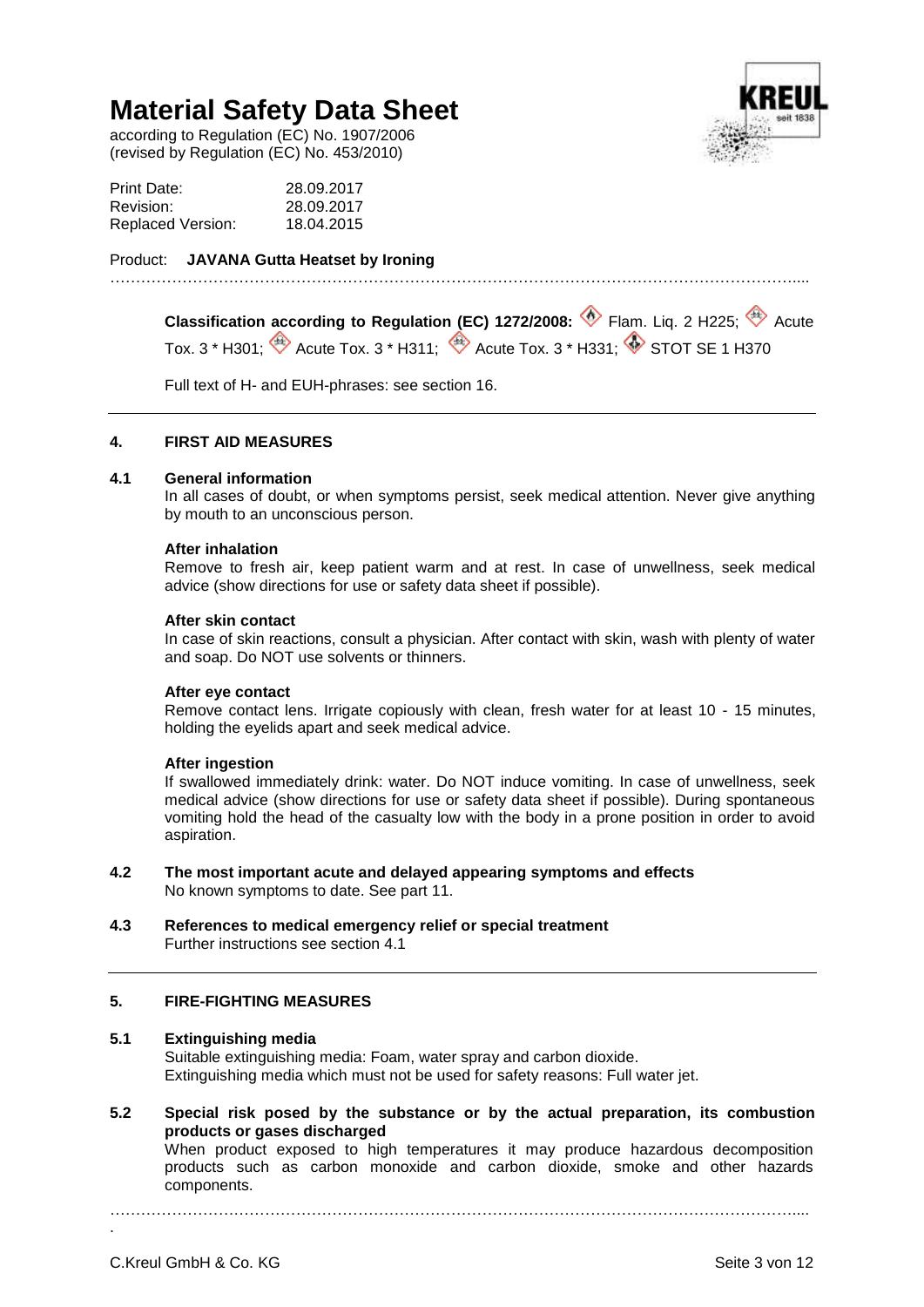# Material Safety Data Sheet

according to Regulation (EC) No. 1907/2006
(revised by Regulation (EC) No. 453/2010)

| | |
|---|---|
| Print Date: | 28.09.2017 |
| Revision: | 28.09.2017 |
| Replaced Version: | 18.04.2015 |

Product: **JAVANA Gutta Heatset by Ironing**

**Classification according to Regulation (EC) 1272/2008:** Flam. Liq. 2 H225; Acute Tox. 3 * H301; Acute Tox. 3 * H311; Acute Tox. 3 * H331; STOT SE 1 H370

Full text of H- and EUH-phrases: see section 16.

## 4. FIRST AID MEASURES

### 4.1 General information

In all cases of doubt, or when symptoms persist, seek medical attention. Never give anything by mouth to an unconscious person.

**After inhalation**

Remove to fresh air, keep patient warm and at rest. In case of unwellness, seek medical advice (show directions for use or safety data sheet if possible).

**After skin contact**

In case of skin reactions, consult a physician. After contact with skin, wash with plenty of water and soap. Do NOT use solvents or thinners.

**After eye contact**

Remove contact lens. Irrigate copiously with clean, fresh water for at least 10 - 15 minutes, holding the eyelids apart and seek medical advice.

**After ingestion**

If swallowed immediately drink: water. Do NOT induce vomiting. In case of unwellness, seek medical advice (show directions for use or safety data sheet if possible). During spontaneous vomiting hold the head of the casualty low with the body in a prone position in order to avoid aspiration.

### 4.2 The most important acute and delayed appearing symptoms and effects

No known symptoms to date. See part 11.

### 4.3 References to medical emergency relief or special treatment

Further instructions see section 4.1

## 5. FIRE-FIGHTING MEASURES

### 5.1 Extinguishing media

Suitable extinguishing media: Foam, water spray and carbon dioxide.
Extinguishing media which must not be used for safety reasons: Full water jet.

### 5.2 Special risk posed by the substance or by the actual preparation, its combustion products or gases discharged

When product exposed to high temperatures it may produce hazardous decomposition products such as carbon monoxide and carbon dioxide, smoke and other hazards components.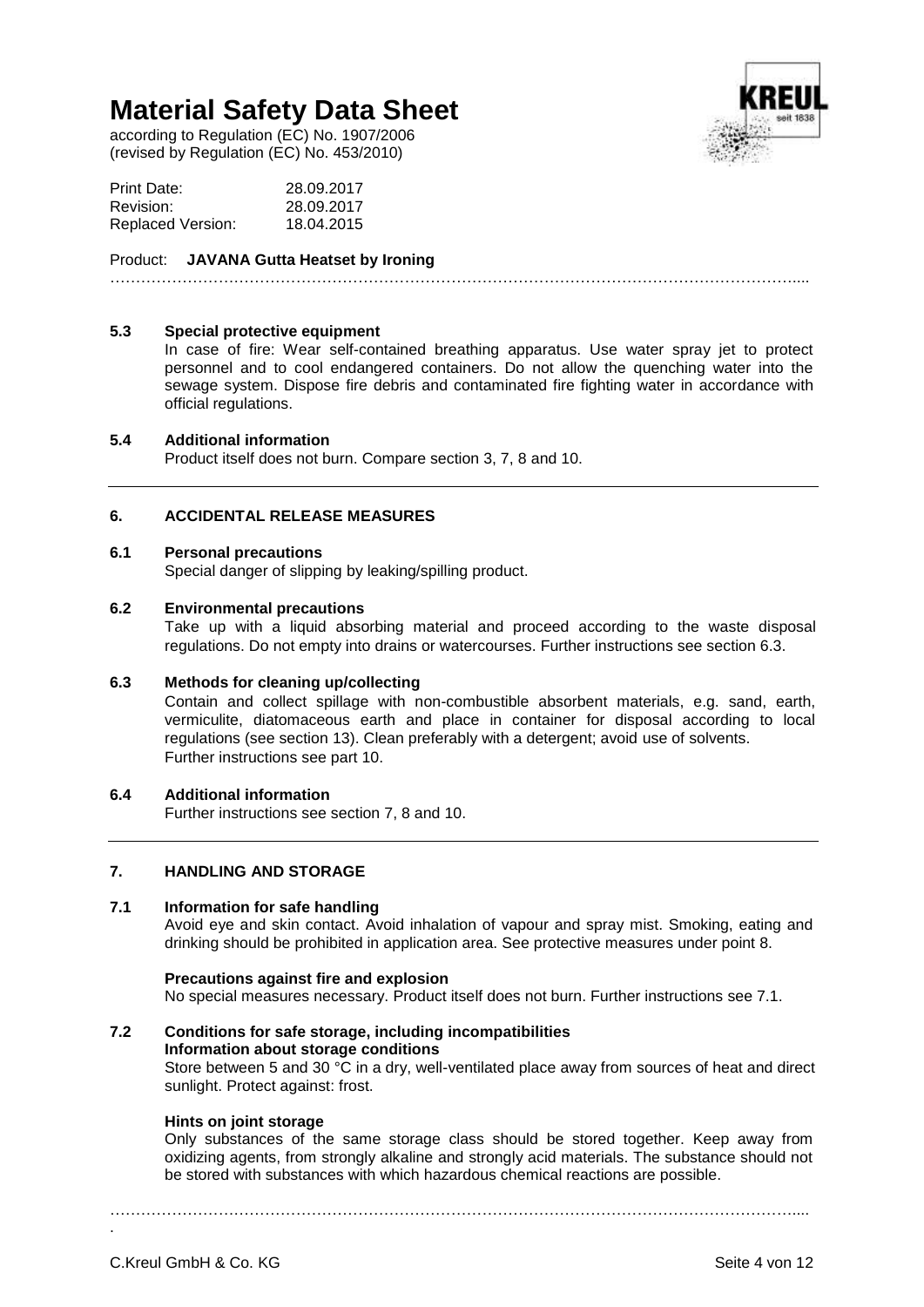### 5.3 Special protective equipment

In case of fire: Wear self-contained breathing apparatus. Use water spray jet to protect personnel and to cool endangered containers. Do not allow the quenching water into the sewage system. Dispose fire debris and contaminated fire fighting water in accordance with official regulations.

### 5.4 Additional information

Product itself does not burn. Compare section 3, 7, 8 and 10.

## 6. ACCIDENTAL RELEASE MEASURES

### 6.1 Personal precautions

Special danger of slipping by leaking/spilling product.

### 6.2 Environmental precautions

Take up with a liquid absorbing material and proceed according to the waste disposal regulations. Do not empty into drains or watercourses. Further instructions see section 6.3.

### 6.3 Methods for cleaning up/collecting

Contain and collect spillage with non-combustible absorbent materials, e.g. sand, earth, vermiculite, diatomaceous earth and place in container for disposal according to local regulations (see section 13). Clean preferably with a detergent; avoid use of solvents.
Further instructions see part 10.

### 6.4 Additional information

Further instructions see section 7, 8 and 10.

## 7. HANDLING AND STORAGE

### 7.1 Information for safe handling

Avoid eye and skin contact. Avoid inhalation of vapour and spray mist. Smoking, eating and drinking should be prohibited in application area. See protective measures under point 8.

**Precautions against fire and explosion**

No special measures necessary. Product itself does not burn. Further instructions see 7.1.

### 7.2 Conditions for safe storage, including incompatibilities

**Information about storage conditions**

Store between 5 and 30 °C in a dry, well-ventilated place away from sources of heat and direct sunlight. Protect against: frost.

**Hints on joint storage**

Only substances of the same storage class should be stored together. Keep away from oxidizing agents, from strongly alkaline and strongly acid materials. The substance should not be stored with substances with which hazardous chemical reactions are possible.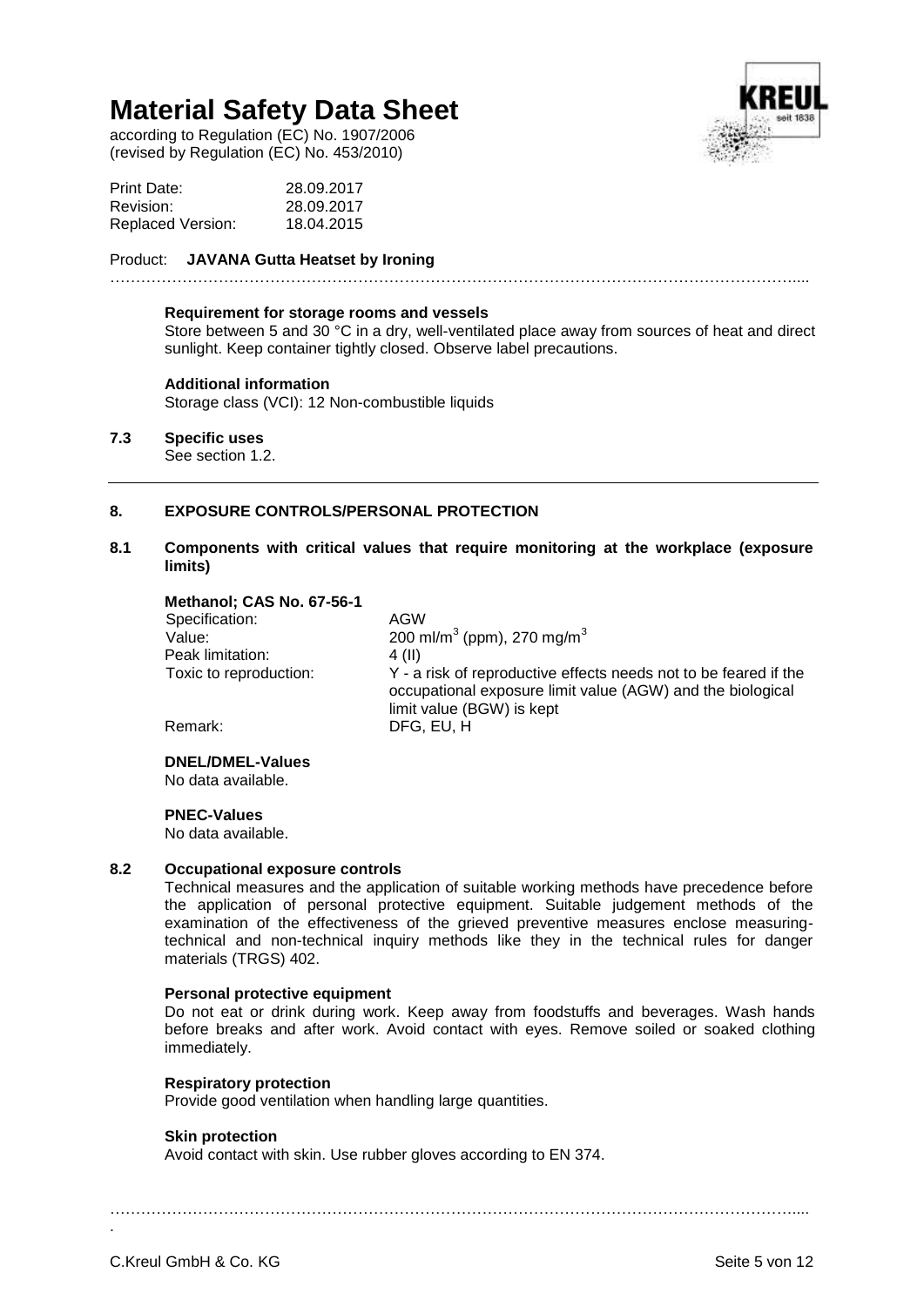**Requirement for storage rooms and vessels**

Store between 5 and 30 °C in a dry, well-ventilated place away from sources of heat and direct sunlight. Keep container tightly closed. Observe label precautions.

**Additional information**

Storage class (VCI): 12 Non-combustible liquids

**7.3 Specific uses**

See section 1.2.

## 8. EXPOSURE CONTROLS/PERSONAL PROTECTION

**8.1 Components with critical values that require monitoring at the workplace (exposure limits)**

**Methanol; CAS No. 67-56-1**

| | |
|---|---|
| Specification: | AGW |
| Value: | 200 ml/m$^3$ (ppm), 270 mg/m$^3$ |
| Peak limitation: | 4 (II) |
| Toxic to reproduction: | Y - a risk of reproductive effects needs not to be feared if the occupational exposure limit value (AGW) and the biological limit value (BGW) is kept |
| Remark: | DFG, EU, H |

**DNEL/DMEL-Values**

No data available.

**PNEC-Values**

No data available.

**8.2 Occupational exposure controls**

Technical measures and the application of suitable working methods have precedence before the application of personal protective equipment. Suitable judgement methods of the examination of the effectiveness of the grieved preventive measures enclose measuring-technical and non-technical inquiry methods like they in the technical rules for danger materials (TRGS) 402.

**Personal protective equipment**

Do not eat or drink during work. Keep away from foodstuffs and beverages. Wash hands before breaks and after work. Avoid contact with eyes. Remove soiled or soaked clothing immediately.

**Respiratory protection**

Provide good ventilation when handling large quantities.

**Skin protection**

Avoid contact with skin. Use rubber gloves according to EN 374.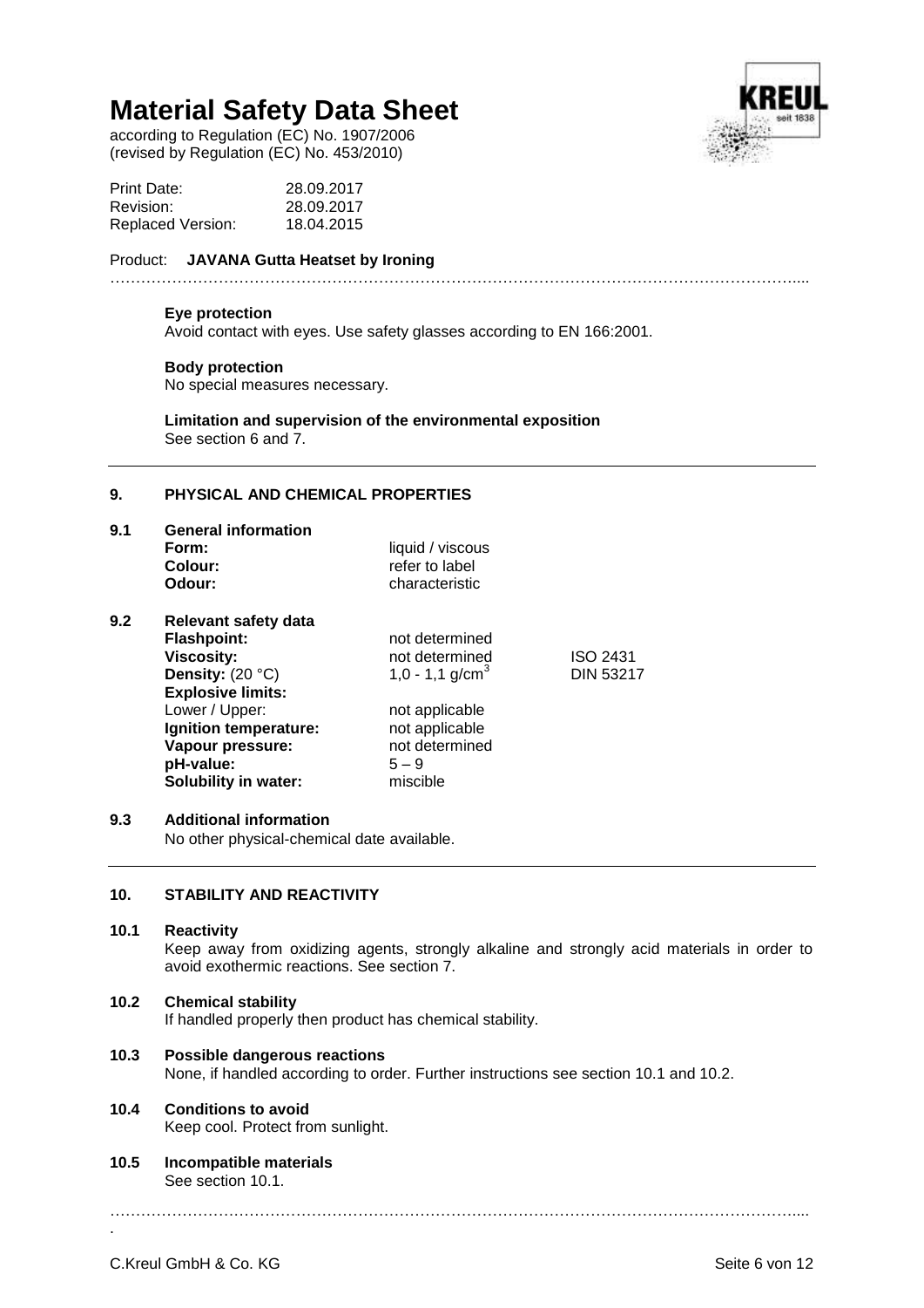**Eye protection**
Avoid contact with eyes. Use safety glasses according to EN 166:2001.

**Body protection**
No special measures necessary.

**Limitation and supervision of the environmental exposition**
See section 6 and 7.

## 9. PHYSICAL AND CHEMICAL PROPERTIES

### 9.1 General information

| | | |
|---|---|---|
| **Form:** | liquid / viscous | |
| **Colour:** | refer to label | |
| **Odour:** | characteristic | |

### 9.2 Relevant safety data

| | | |
|---|---|---|
| **Flashpoint:** | not determined | |
| **Viscosity:** | not determined | ISO 2431 |
| **Density:** (20 °C) | 1,0 - 1,1 g/cm$^3$ | DIN 53217 |
| **Explosive limits:** | | |
| Lower / Upper: | not applicable | |
| **Ignition temperature:** | not applicable | |
| **Vapour pressure:** | not determined | |
| **pH-value:** | 5 – 9 | |
| **Solubility in water:** | miscible | |

### 9.3 Additional information
No other physical-chemical date available.

## 10. STABILITY AND REACTIVITY

### 10.1 Reactivity
Keep away from oxidizing agents, strongly alkaline and strongly acid materials in order to avoid exothermic reactions. See section 7.

### 10.2 Chemical stability
If handled properly then product has chemical stability.

### 10.3 Possible dangerous reactions
None, if handled according to order. Further instructions see section 10.1 and 10.2.

### 10.4 Conditions to avoid
Keep cool. Protect from sunlight.

### 10.5 Incompatible materials
See section 10.1.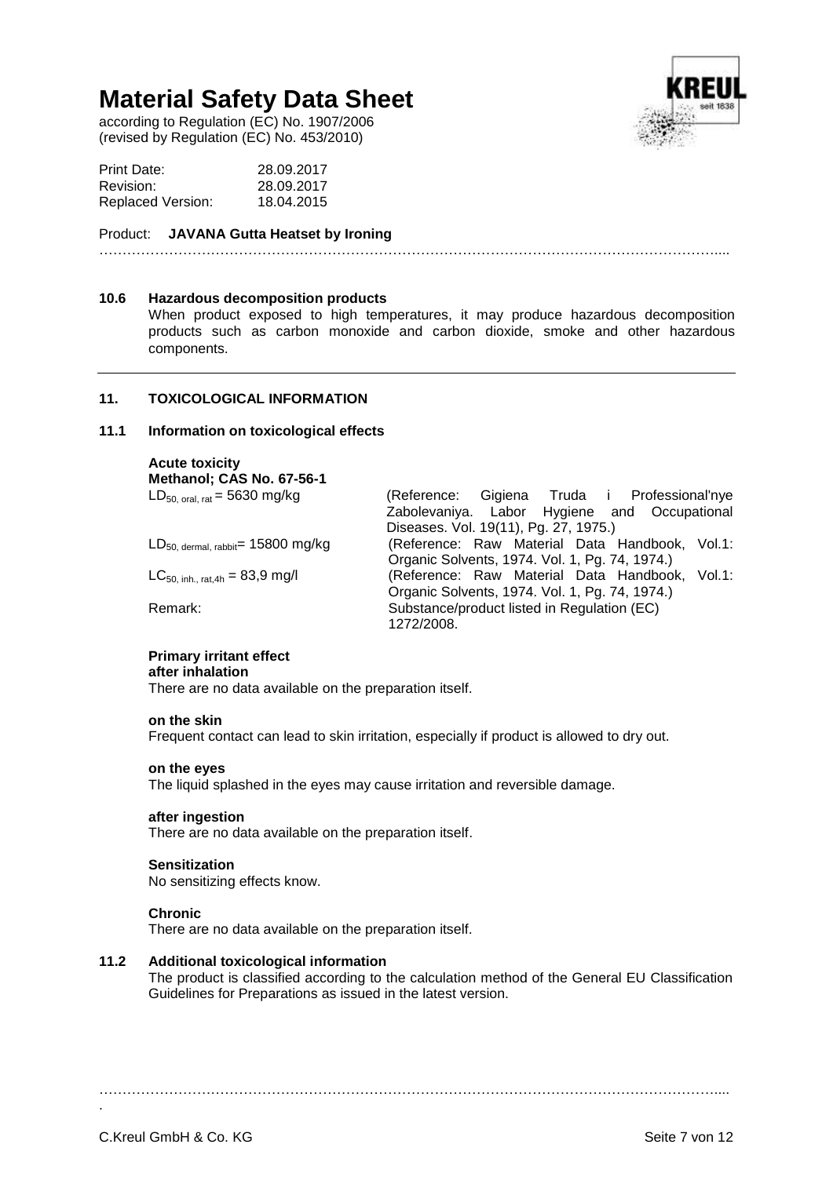### 10.6 Hazardous decomposition products

When product exposed to high temperatures, it may produce hazardous decomposition products such as carbon monoxide and carbon dioxide, smoke and other hazardous components.

## 11. TOXICOLOGICAL INFORMATION

### 11.1 Information on toxicological effects

**Acute toxicity**
**Methanol; CAS No. 67-56-1**

| | |
|---|---|
| $LD_{50,\ oral,\ rat}$ = 5630 mg/kg | (Reference: Gigiena Truda i Professional'nye Zabolevaniya. Labor Hygiene and Occupational Diseases. Vol. 19(11), Pg. 27, 1975.) |
| $LD_{50,\ dermal,\ rabbit}$= 15800 mg/kg | (Reference: Raw Material Data Handbook, Vol.1: Organic Solvents, 1974. Vol. 1, Pg. 74, 1974.) |
| $LC_{50,\ inh.,\ rat,4h}$ = 83,9 mg/l | (Reference: Raw Material Data Handbook, Vol.1: Organic Solvents, 1974. Vol. 1, Pg. 74, 1974.) |
| Remark: | Substance/product listed in Regulation (EC) 1272/2008. |

**Primary irritant effect**

**after inhalation**

There are no data available on the preparation itself.

**on the skin**

Frequent contact can lead to skin irritation, especially if product is allowed to dry out.

**on the eyes**

The liquid splashed in the eyes may cause irritation and reversible damage.

**after ingestion**

There are no data available on the preparation itself.

**Sensitization**

No sensitizing effects know.

**Chronic**

There are no data available on the preparation itself.

### 11.2 Additional toxicological information

The product is classified according to the calculation method of the General EU Classification Guidelines for Preparations as issued in the latest version.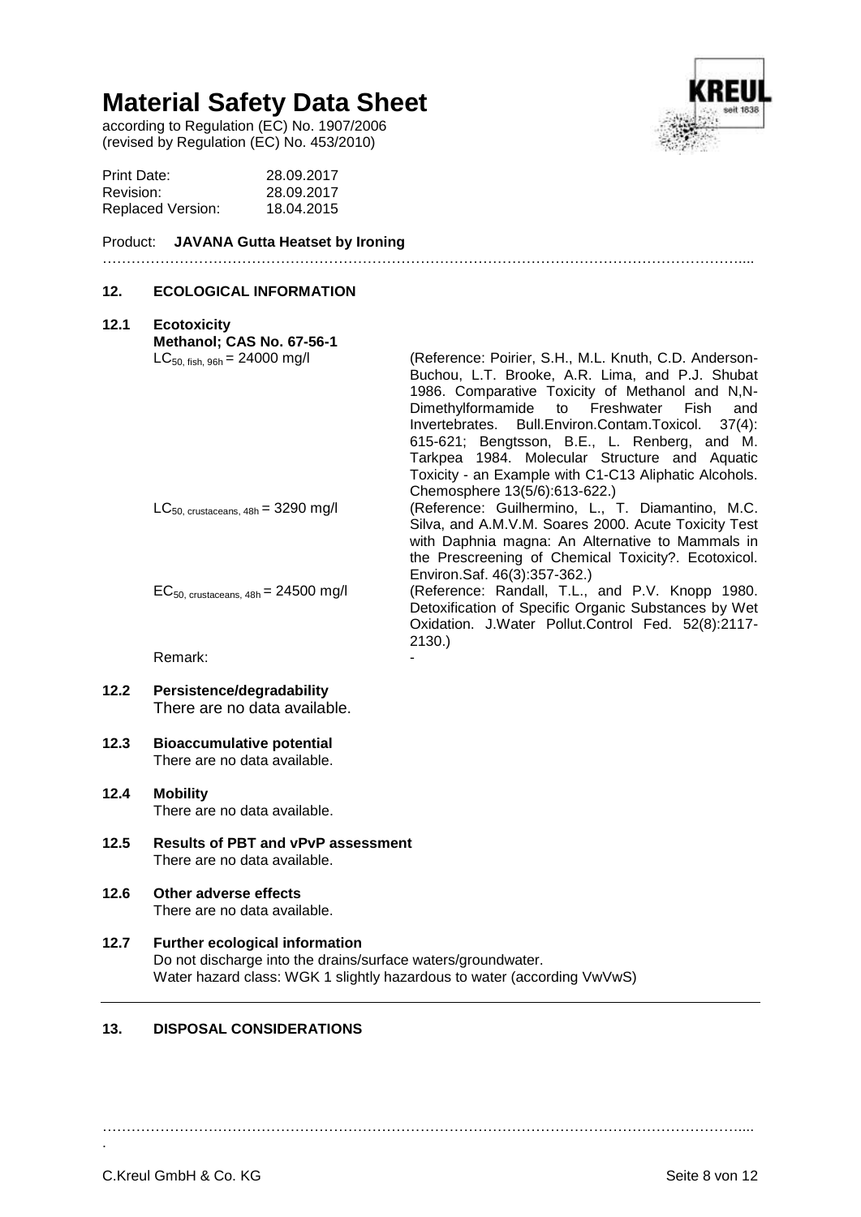# Material Safety Data Sheet

according to Regulation (EC) No. 1907/2006
(revised by Regulation (EC) No. 453/2010)

| | |
|---|---|
| Print Date: | 28.09.2017 |
| Revision: | 28.09.2017 |
| Replaced Version: | 18.04.2015 |

Product: **JAVANA Gutta Heatset by Ironing**

## 12. ECOLOGICAL INFORMATION

### 12.1 Ecotoxicity

**Methanol; CAS No. 67-56-1**

| | |
|---|---|
| $LC_{50,\ fish,\ 96h}$ = 24000 mg/l | (Reference: Poirier, S.H., M.L. Knuth, C.D. Anderson-Buchou, L.T. Brooke, A.R. Lima, and P.J. Shubat 1986. Comparative Toxicity of Methanol and N,N-Dimethylformamide to Freshwater Fish and Invertebrates. Bull.Environ.Contam.Toxicol. 37(4): 615-621; Bengtsson, B.E., L. Renberg, and M. Tarkpea 1984. Molecular Structure and Aquatic Toxicity - an Example with C1-C13 Aliphatic Alcohols. Chemosphere 13(5/6):613-622.) |
| $LC_{50,\ crustaceans,\ 48h}$ = 3290 mg/l | (Reference: Guilhermino, L., T. Diamantino, M.C. Silva, and A.M.V.M. Soares 2000. Acute Toxicity Test with Daphnia magna: An Alternative to Mammals in the Prescreening of Chemical Toxicity?. Ecotoxicol. Environ.Saf. 46(3):357-362.) |
| $EC_{50,\ crustaceans,\ 48h}$ = 24500 mg/l | (Reference: Randall, T.L., and P.V. Knopp 1980. Detoxification of Specific Organic Substances by Wet Oxidation. J.Water Pollut.Control Fed. 52(8):2117-2130.) |
| Remark: | - |

### 12.2 Persistence/degradability

There are no data available.

### 12.3 Bioaccumulative potential

There are no data available.

### 12.4 Mobility

There are no data available.

### 12.5 Results of PBT and vPvP assessment

There are no data available.

### 12.6 Other adverse effects

There are no data available.

### 12.7 Further ecological information

Do not discharge into the drains/surface waters/groundwater.
Water hazard class: WGK 1 slightly hazardous to water (according VwVwS)

## 13. DISPOSAL CONSIDERATIONS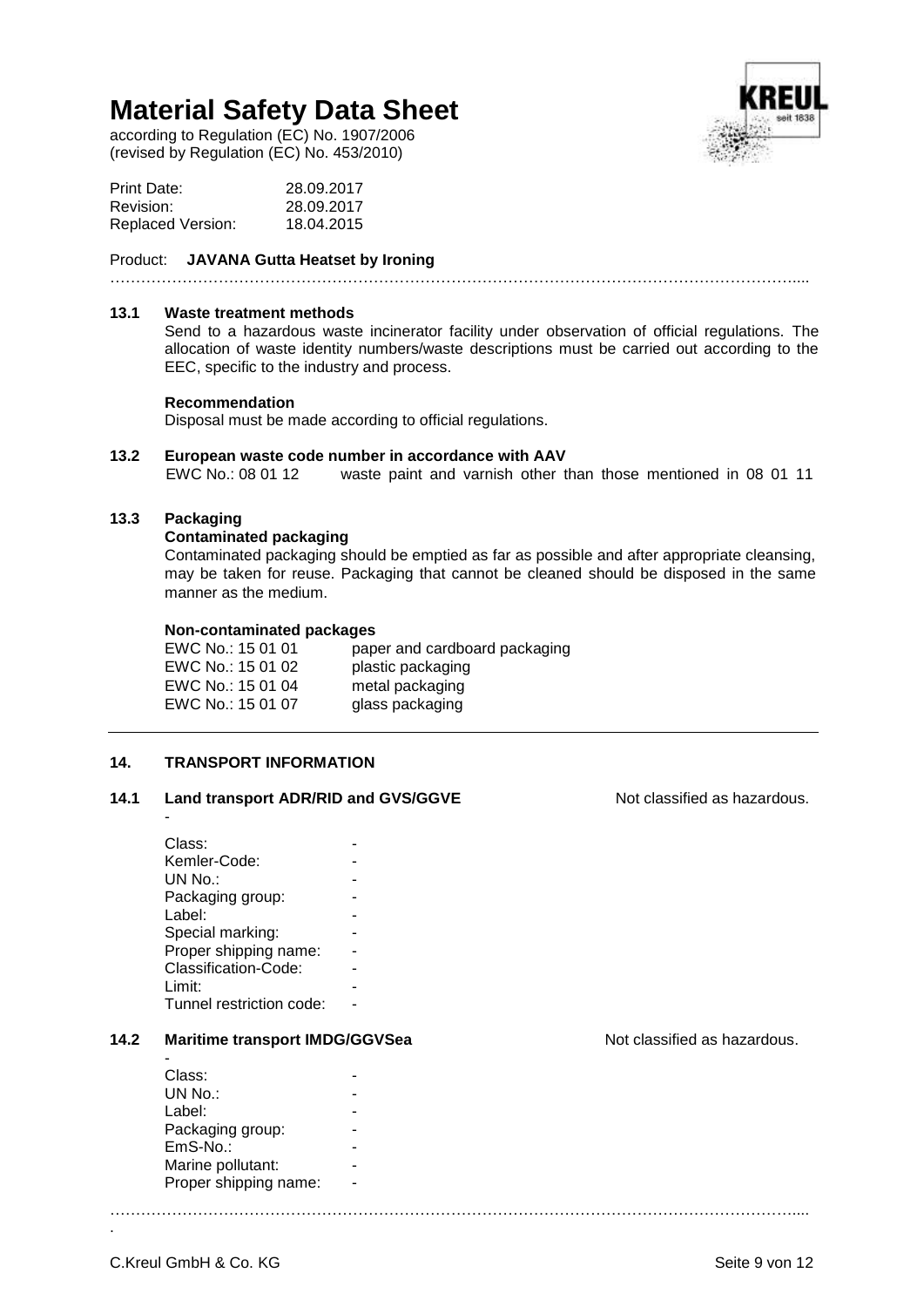# Material Safety Data Sheet

according to Regulation (EC) No. 1907/2006
(revised by Regulation (EC) No. 453/2010)

| | |
|---|---|
| Print Date: | 28.09.2017 |
| Revision: | 28.09.2017 |
| Replaced Version: | 18.04.2015 |

Product: **JAVANA Gutta Heatset by Ironing**

### 13.1 Waste treatment methods

Send to a hazardous waste incinerator facility under observation of official regulations. The allocation of waste identity numbers/waste descriptions must be carried out according to the EEC, specific to the industry and process.

**Recommendation**

Disposal must be made according to official regulations.

### 13.2 European waste code number in accordance with AAV

EWC No.: 08 01 12  waste paint and varnish other than those mentioned in 08 01 11

### 13.3 Packaging

**Contaminated packaging**

Contaminated packaging should be emptied as far as possible and after appropriate cleansing, may be taken for reuse. Packaging that cannot be cleaned should be disposed in the same manner as the medium.

**Non-contaminated packages**

| | |
|---|---|
| EWC No.: 15 01 01 | paper and cardboard packaging |
| EWC No.: 15 01 02 | plastic packaging |
| EWC No.: 15 01 04 | metal packaging |
| EWC No.: 15 01 07 | glass packaging |

## 14. TRANSPORT INFORMATION

### 14.1 Land transport ADR/RID and GVS/GGVE

Not classified as hazardous.

-

| | |
|---|---|
| Class: | - |
| Kemler-Code: | - |
| UN No.: | - |
| Packaging group: | - |
| Label: | - |
| Special marking: | - |
| Proper shipping name: | - |
| Classification-Code: | - |
| Limit: | - |
| Tunnel restriction code: | - |

### 14.2 Maritime transport IMDG/GGVSea

Not classified as hazardous.

-

| | |
|---|---|
| Class: | - |
| UN No.: | - |
| Label: | - |
| Packaging group: | - |
| EmS-No.: | - |
| Marine pollutant: | - |
| Proper shipping name: | - |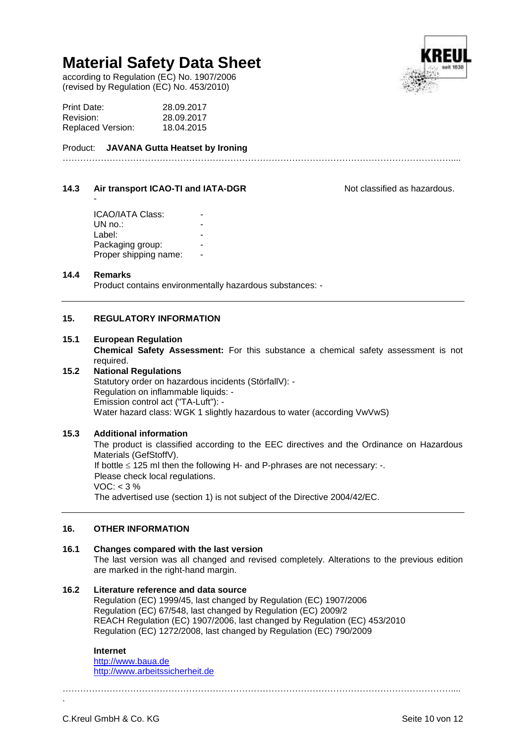# Material Safety Data Sheet

according to Regulation (EC) No. 1907/2006
(revised by Regulation (EC) No. 453/2010)

| | |
|---|---|
| Print Date: | 28.09.2017 |
| Revision: | 28.09.2017 |
| Replaced Version: | 18.04.2015 |

Product: **JAVANA Gutta Heatset by Ironing**

### 14.3 Air transport ICAO-TI and IATA-DGR

Not classified as hazardous.

-

| | |
|---|---|
| ICAO/IATA Class: | - |
| UN no.: | - |
| Label: | - |
| Packaging group: | - |
| Proper shipping name: | - |

### 14.4 Remarks

Product contains environmentally hazardous substances: -

## 15. REGULATORY INFORMATION

### 15.1 European Regulation

**Chemical Safety Assessment:** For this substance a chemical safety assessment is not required.

### 15.2 National Regulations

Statutory order on hazardous incidents (StörfallV): -
Regulation on inflammable liquids: -
Emission control act ("TA-Luft"): -
Water hazard class: WGK 1 slightly hazardous to water (according VwVwS)

### 15.3 Additional information

The product is classified according to the EEC directives and the Ordinance on Hazardous Materials (GefStoffV).
If bottle $\leq$ 125 ml then the following H- and P-phrases are not necessary: -.
Please check local regulations.
VOC: < 3 %
The advertised use (section 1) is not subject of the Directive 2004/42/EC.

## 16. OTHER INFORMATION

### 16.1 Changes compared with the last version

The last version was all changed and revised completely. Alterations to the previous edition are marked in the right-hand margin.

### 16.2 Literature reference and data source

Regulation (EC) 1999/45, last changed by Regulation (EC) 1907/2006
Regulation (EC) 67/548, last changed by Regulation (EC) 2009/2
REACH Regulation (EC) 1907/2006, last changed by Regulation (EC) 453/2010
Regulation (EC) 1272/2008, last changed by Regulation (EC) 790/2009

**Internet**

http://www.baua.de
http://www.arbeitssicherheit.de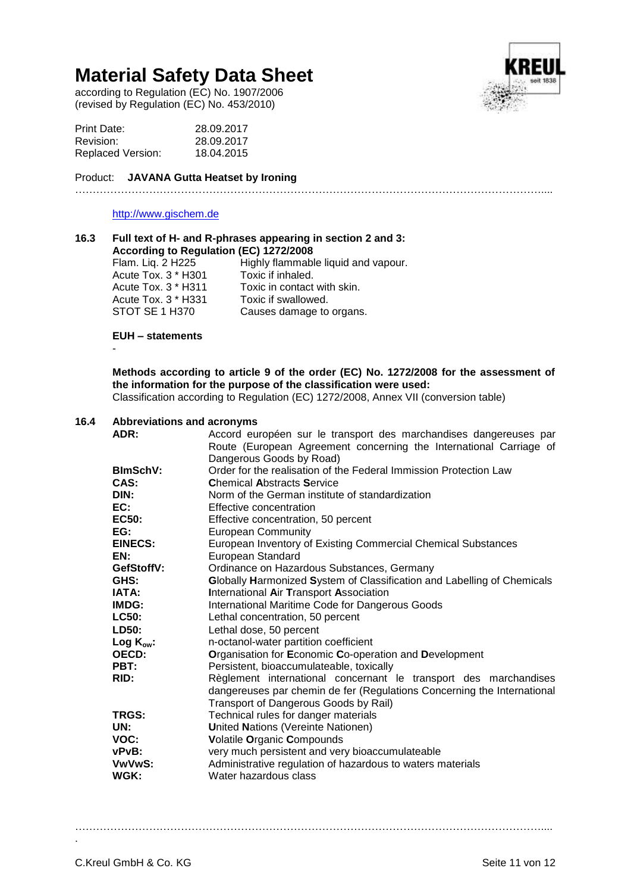http://www.gischem.de

### 16.3 Full text of H- and R-phrases appearing in section 2 and 3:

**According to Regulation (EC) 1272/2008**

| | |
|---|---|
| Flam. Liq. 2 H225 | Highly flammable liquid and vapour. |
| Acute Tox. 3 * H301 | Toxic if inhaled. |
| Acute Tox. 3 * H311 | Toxic in contact with skin. |
| Acute Tox. 3 * H331 | Toxic if swallowed. |
| STOT SE 1 H370 | Causes damage to organs. |

**EUH – statements**

-

**Methods according to article 9 of the order (EC) No. 1272/2008 for the assessment of the information for the purpose of the classification were used:**
Classification according to Regulation (EC) 1272/2008, Annex VII (conversion table)

### 16.4 Abbreviations and acronyms

| | |
|---|---|
| **ADR:** | Accord européen sur le transport des marchandises dangereuses par Route (European Agreement concerning the International Carriage of Dangerous Goods by Road) |
| **BImSchV:** | Order for the realisation of the Federal Immission Protection Law |
| **CAS:** | **C**hemical **A**bstracts **S**ervice |
| **DIN:** | Norm of the German institute of standardization |
| **EC:** | Effective concentration |
| **EC50:** | Effective concentration, 50 percent |
| **EG:** | European Community |
| **EINECS:** | European Inventory of Existing Commercial Chemical Substances |
| **EN:** | European Standard |
| **GefStoffV:** | Ordinance on Hazardous Substances, Germany |
| **GHS:** | **G**lobally **H**armonized **S**ystem of Classification and Labelling of Chemicals |
| **IATA:** | **I**nternational **A**ir **T**ransport **A**ssociation |
| **IMDG:** | International Maritime Code for Dangerous Goods |
| **LC50:** | Lethal concentration, 50 percent |
| **LD50:** | Lethal dose, 50 percent |
| **Log $K_{ow}$:** | n-octanol-water partition coefficient |
| **OECD:** | **O**rganisation for **E**conomic **C**o-operation and **D**evelopment |
| **PBT:** | Persistent, bioaccumulateable, toxically |
| **RID:** | Règlement international concernant le transport des marchandises dangereuses par chemin de fer (Regulations Concerning the International Transport of Dangerous Goods by Rail) |
| **TRGS:** | Technical rules for danger materials |
| **UN:** | **U**nited **N**ations (Vereinte Nationen) |
| **VOC:** | **V**olatile **O**rganic **C**ompounds |
| **vPvB:** | very much persistent and very bioaccumulateable |
| **VwVwS:** | Administrative regulation of hazardous to waters materials |
| **WGK:** | Water hazardous class |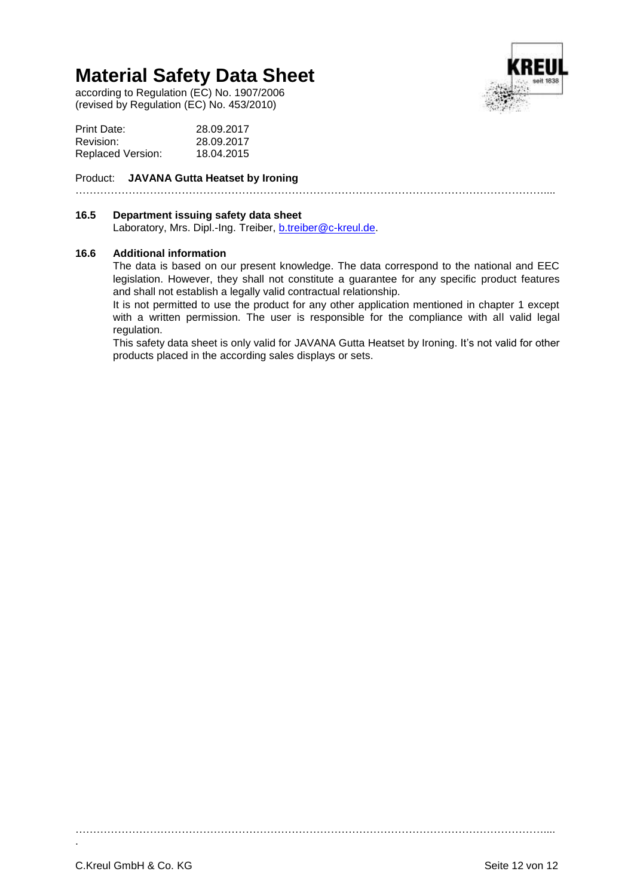# Material Safety Data Sheet

according to Regulation (EC) No. 1907/2006
(revised by Regulation (EC) No. 453/2010)

| | |
|---|---|
| Print Date: | 28.09.2017 |
| Revision: | 28.09.2017 |
| Replaced Version: | 18.04.2015 |

Product: **JAVANA Gutta Heatset by Ironing**

### 16.5 Department issuing safety data sheet

Laboratory, Mrs. Dipl.-Ing. Treiber, b.treiber@c-kreul.de.

### 16.6 Additional information

The data is based on our present knowledge. The data correspond to the national and EEC legislation. However, they shall not constitute a guarantee for any specific product features and shall not establish a legally valid contractual relationship.

It is not permitted to use the product for any other application mentioned in chapter 1 except with a written permission. The user is responsible for the compliance with all valid legal regulation.

This safety data sheet is only valid for JAVANA Gutta Heatset by Ironing. It's not valid for other products placed in the according sales displays or sets.